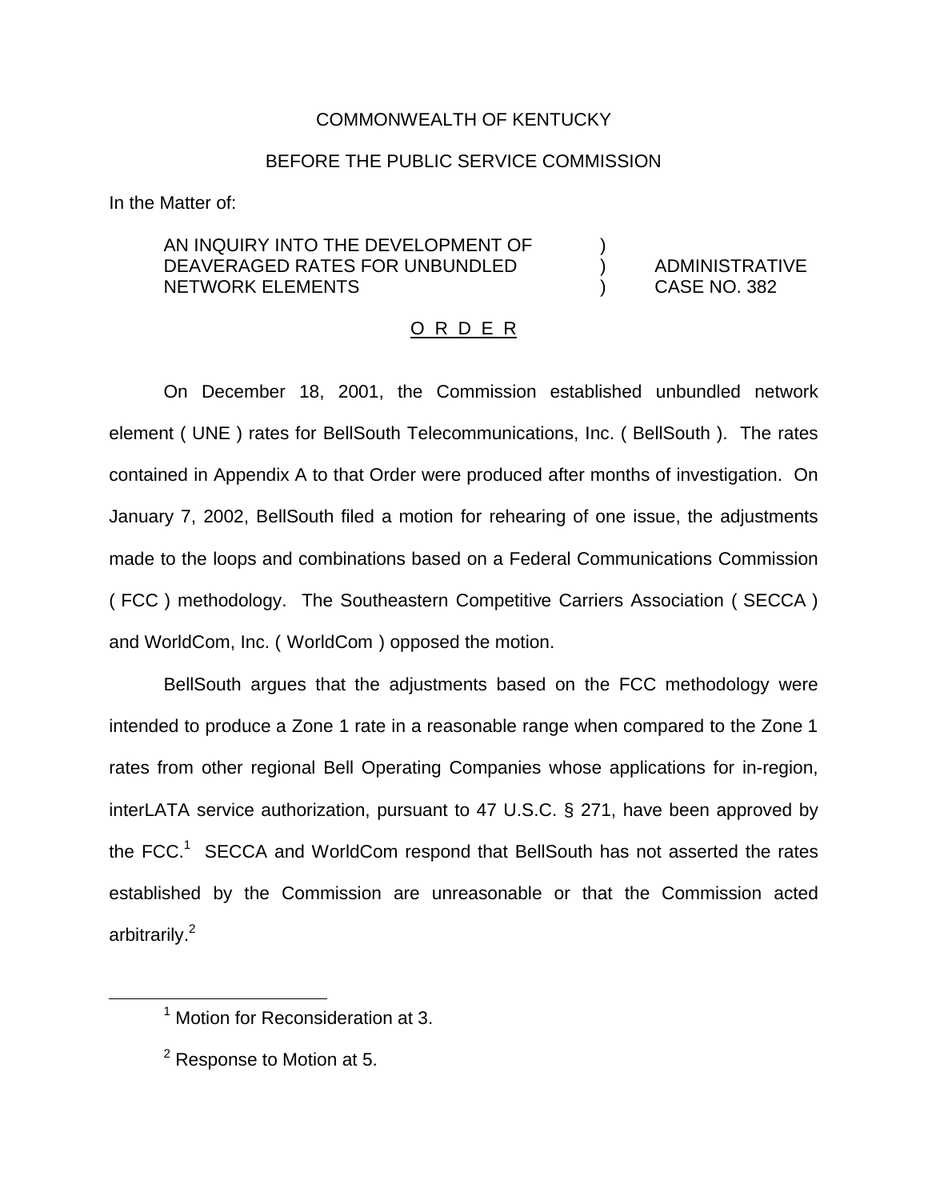COMMONWEALTH OF KENTUCKY

BEFORE THE PUBLIC SERVICE COMMISSION

In the Matter of:

AN INQUIRY INTO THE DEVELOPMENT OF DEAVERAGED RATES FOR UNBUNDLED NETWORK ELEMENTS ) ADMINISTRATIVE CASE NO. 382

O R D E R

On December 18, 2001, the Commission established unbundled network element ( UNE ) rates for BellSouth Telecommunications, Inc. ( BellSouth ). The rates contained in Appendix A to that Order were produced after months of investigation. On January 7, 2002, BellSouth filed a motion for rehearing of one issue, the adjustments made to the loops and combinations based on a Federal Communications Commission ( FCC ) methodology. The Southeastern Competitive Carriers Association ( SECCA ) and WorldCom, Inc. ( WorldCom ) opposed the motion.

BellSouth argues that the adjustments based on the FCC methodology were intended to produce a Zone 1 rate in a reasonable range when compared to the Zone 1 rates from other regional Bell Operating Companies whose applications for in-region, interLATA service authorization, pursuant to 47 U.S.C. § 271, have been approved by the FCC.[1] SECCA and WorldCom respond that BellSouth has not asserted the rates established by the Commission are unreasonable or that the Commission acted arbitrarily.[2]

[1] Motion for Reconsideration at 3.

[2] Response to Motion at 5.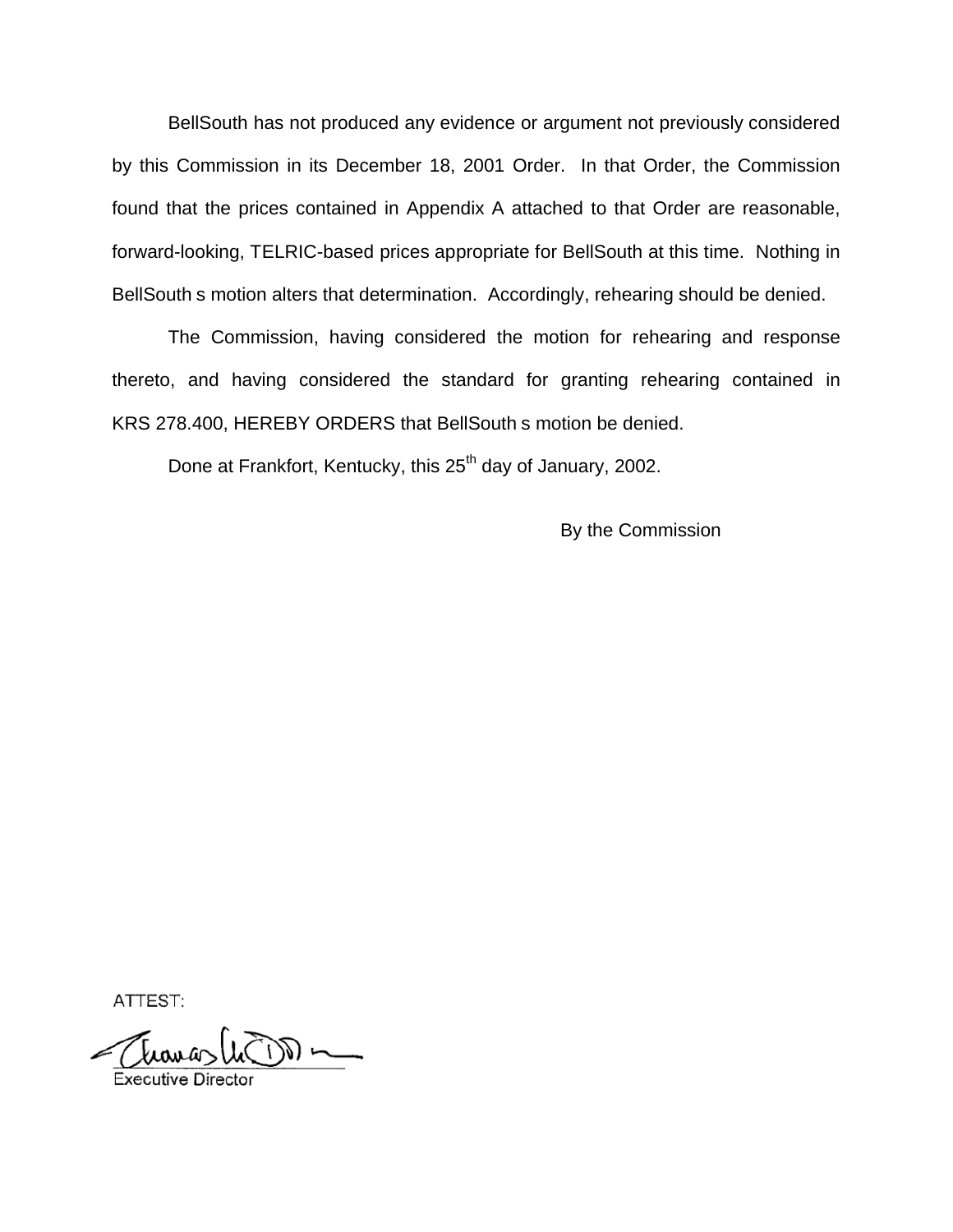BellSouth has not produced any evidence or argument not previously considered by this Commission in its December 18, 2001 Order. In that Order, the Commission found that the prices contained in Appendix A attached to that Order are reasonable, forward-looking, TELRIC-based prices appropriate for BellSouth at this time. Nothing in BellSouth s motion alters that determination. Accordingly, rehearing should be denied.

The Commission, having considered the motion for rehearing and response thereto, and having considered the standard for granting rehearing contained in KRS 278.400, HEREBY ORDERS that BellSouth s motion be denied.

Done at Frankfort, Kentucky, this 25th day of January, 2002.

By the Commission

ATTEST:

Executive Director